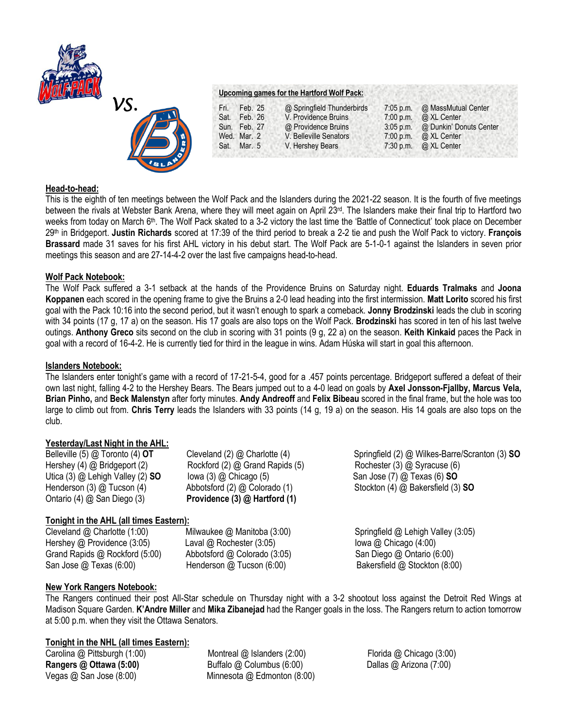vs.

**Upcoming games for the Hartford Wolf Pack:**

| | | | | |
|---|---|---|---|---|
| Fri. | Feb. 25 | @ Springfield Thunderbirds | 7:05 p.m. | @ MassMutual Center |
| Sat. | Feb. 26 | V. Providence Bruins | 7:00 p.m. | @ XL Center |
| Sun. | Feb. 27 | @ Providence Bruins | 3:05 p.m. | @ Dunkin' Donuts Center |
| Wed. | Mar. 2 | V. Belleville Senators | 7:00 p.m. | @ XL Center |
| Sat. | Mar. 5 | V. Hershey Bears | 7:30 p.m. | @ XL Center |

## Head-to-head:

This is the eighth of ten meetings between the Wolf Pack and the Islanders during the 2021-22 season. It is the fourth of five meetings between the rivals at Webster Bank Arena, where they will meet again on April 23rd. The Islanders make their final trip to Hartford two weeks from today on March 6th. The Wolf Pack skated to a 3-2 victory the last time the 'Battle of Connecticut' took place on December 29th in Bridgeport. **Justin Richards** scored at 17:39 of the third period to break a 2-2 tie and push the Wolf Pack to victory. **François Brassard** made 31 saves for his first AHL victory in his debut start. The Wolf Pack are 5-1-0-1 against the Islanders in seven prior meetings this season and are 27-14-4-2 over the last five campaigns head-to-head.

## Wolf Pack Notebook:

The Wolf Pack suffered a 3-1 setback at the hands of the Providence Bruins on Saturday night. **Eduards Tralmaks** and **Joona Koppanen** each scored in the opening frame to give the Bruins a 2-0 lead heading into the first intermission. **Matt Lorito** scored his first goal with the Pack 10:16 into the second period, but it wasn't enough to spark a comeback. **Jonny Brodzinski** leads the club in scoring with 34 points (17 g, 17 a) on the season. His 17 goals are also tops on the Wolf Pack. **Brodzinski** has scored in ten of his last twelve outings. **Anthony Greco** sits second on the club in scoring with 31 points (9 g, 22 a) on the season. **Keith Kinkaid** paces the Pack in goal with a record of 16-4-2. He is currently tied for third in the league in wins. Adam Húska will start in goal this afternoon.

## Islanders Notebook:

The Islanders enter tonight's game with a record of 17-21-5-4, good for a .457 points percentage. Bridgeport suffered a defeat of their own last night, falling 4-2 to the Hershey Bears. The Bears jumped out to a 4-0 lead on goals by **Axel Jonsson-Fjallby, Marcus Vela, Brian Pinho,** and **Beck Malenstyn** after forty minutes. **Andy Andreoff** and **Felix Bibeau** scored in the final frame, but the hole was too large to climb out from. **Chris Terry** leads the Islanders with 33 points (14 g, 19 a) on the season. His 14 goals are also tops on the club.

## Yesterday/Last Night in the AHL:

Belleville (5) @ Toronto (4) **OT**
Hershey (4) @ Bridgeport (2)
Utica (3) @ Lehigh Valley (2) **SO**
Henderson (3) @ Tucson (4)
Ontario (4) @ San Diego (3)
Cleveland (2) @ Charlotte (4)
Rockford (2) @ Grand Rapids (5)
Iowa (3) @ Chicago (5)
Abbotsford (2) @ Colorado (1)
**Providence (3) @ Hartford (1)**
Springfield (2) @ Wilkes-Barre/Scranton (3) **SO**
Rochester (3) @ Syracuse (6)
San Jose (7) @ Texas (6) **SO**
Stockton (4) @ Bakersfield (3) **SO**

## Tonight in the AHL (all times Eastern):

Cleveland @ Charlotte (1:00)
Hershey @ Providence (3:05)
Grand Rapids @ Rockford (5:00)
San Jose @ Texas (6:00)
Milwaukee @ Manitoba (3:00)
Laval @ Rochester (3:05)
Abbotsford @ Colorado (3:05)
Henderson @ Tucson (6:00)
Springfield @ Lehigh Valley (3:05)
Iowa @ Chicago (4:00)
San Diego @ Ontario (6:00)
Bakersfield @ Stockton (8:00)

## New York Rangers Notebook:

The Rangers continued their post All-Star schedule on Thursday night with a 3-2 shootout loss against the Detroit Red Wings at Madison Square Garden. **K'Andre Miller** and **Mika Zibanejad** had the Ranger goals in the loss. The Rangers return to action tomorrow at 5:00 p.m. when they visit the Ottawa Senators.

## Tonight in the NHL (all times Eastern):

Carolina @ Pittsburgh (1:00)
**Rangers @ Ottawa (5:00)**
Vegas @ San Jose (8:00)
Montreal @ Islanders (2:00)
Buffalo @ Columbus (6:00)
Minnesota @ Edmonton (8:00)
Florida @ Chicago (3:00)
Dallas @ Arizona (7:00)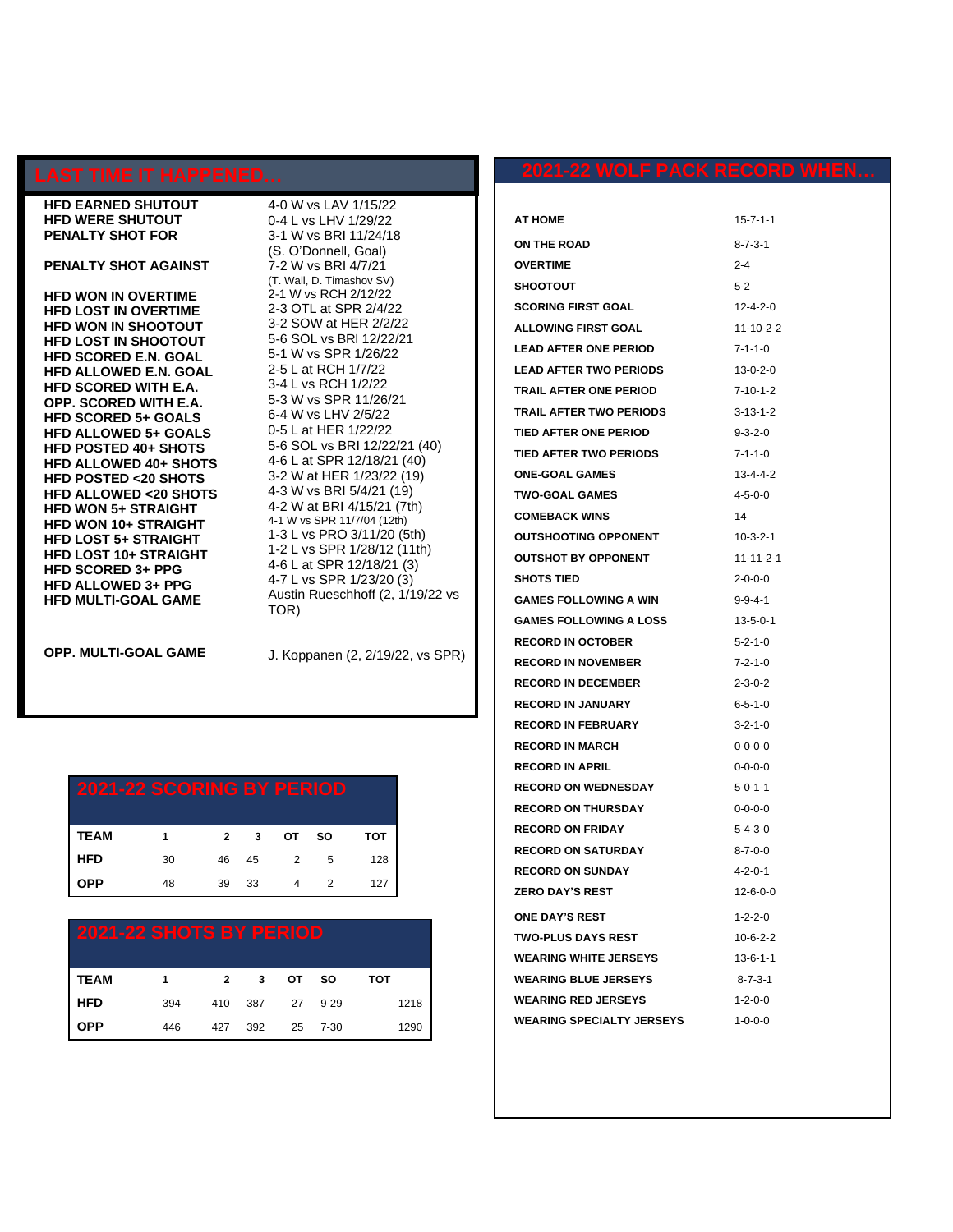## LAST TIME IT HAPPENED…

| | |
|---|---|
| **HFD EARNED SHUTOUT** | 4-0 W vs LAV 1/15/22 |
| **HFD WERE SHUTOUT** | 0-4 L vs LHV 1/29/22 |
| **PENALTY SHOT FOR** | 3-1 W vs BRI 11/24/18 (S. O'Donnell, Goal) |
| **PENALTY SHOT AGAINST** | 7-2 W vs BRI 4/7/21 (T. Wall, D. Timashov SV) |
| **HFD WON IN OVERTIME** | 2-1 W vs RCH 2/12/22 |
| **HFD LOST IN OVERTIME** | 2-3 OTL at SPR 2/4/22 |
| **HFD WON IN SHOOTOUT** | 3-2 SOW at HER 2/2/22 |
| **HFD LOST IN SHOOTOUT** | 5-6 SOL vs BRI 12/22/21 |
| **HFD SCORED E.N. GOAL** | 5-1 W vs SPR 1/26/22 |
| **HFD ALLOWED E.N. GOAL** | 2-5 L at RCH 1/7/22 |
| **HFD SCORED WITH E.A.** | 3-4 L vs RCH 1/2/22 |
| **OPP. SCORED WITH E.A.** | 5-3 W vs SPR 11/26/21 |
| **HFD SCORED 5+ GOALS** | 6-4 W vs LHV 2/5/22 |
| **HFD ALLOWED 5+ GOALS** | 0-5 L at HER 1/22/22 |
| **HFD POSTED 40+ SHOTS** | 5-6 SOL vs BRI 12/22/21 (40) |
| **HFD ALLOWED 40+ SHOTS** | 4-6 L at SPR 12/18/21 (40) |
| **HFD POSTED <20 SHOTS** | 3-2 W at HER 1/23/22 (19) |
| **HFD ALLOWED <20 SHOTS** | 4-3 W vs BRI 5/4/21 (19) |
| **HFD WON 5+ STRAIGHT** | 4-2 W at BRI 4/15/21 (7th) |
| **HFD WON 10+ STRAIGHT** | 4-1 W vs SPR 11/7/04 (12th) |
| **HFD LOST 5+ STRAIGHT** | 1-3 L vs PRO 3/11/20 (5th) |
| **HFD LOST 10+ STRAIGHT** | 1-2 L vs SPR 1/28/12 (11th) |
| **HFD SCORED 3+ PPG** | 4-6 L at SPR 12/18/21 (3) |
| **HFD ALLOWED 3+ PPG** | 4-7 L vs SPR 1/23/20 (3) |
| **HFD MULTI-GOAL GAME** | Austin Rueschhoff (2, 1/19/22 vs TOR) |
| **OPP. MULTI-GOAL GAME** | J. Koppanen (2, 2/19/22, vs SPR) |

## 2021-22 SCORING BY PERIOD

| TEAM | 1 | 2 | 3 | OT | SO | TOT |
|---|---|---|---|---|---|---|
| HFD | 30 | 46 | 45 | 2 | 5 | 128 |
| OPP | 48 | 39 | 33 | 4 | 2 | 127 |

## 2021-22 SHOTS BY PERIOD

| TEAM | 1 | 2 | 3 | OT | SO | TOT |
|---|---|---|---|---|---|---|
| HFD | 394 | 410 | 387 | 27 | 9-29 | 1218 |
| OPP | 446 | 427 | 392 | 25 | 7-30 | 1290 |

## 2021-22 WOLF PACK RECORD WHEN…

| | |
|---|---|
| AT HOME | 15-7-1-1 |
| ON THE ROAD | 8-7-3-1 |
| OVERTIME | 2-4 |
| SHOOTOUT | 5-2 |
| SCORING FIRST GOAL | 12-4-2-0 |
| ALLOWING FIRST GOAL | 11-10-2-2 |
| LEAD AFTER ONE PERIOD | 7-1-1-0 |
| LEAD AFTER TWO PERIODS | 13-0-2-0 |
| TRAIL AFTER ONE PERIOD | 7-10-1-2 |
| TRAIL AFTER TWO PERIODS | 3-13-1-2 |
| TIED AFTER ONE PERIOD | 9-3-2-0 |
| TIED AFTER TWO PERIODS | 7-1-1-0 |
| ONE-GOAL GAMES | 13-4-4-2 |
| TWO-GOAL GAMES | 4-5-0-0 |
| COMEBACK WINS | 14 |
| OUTSHOOTING OPPONENT | 10-3-2-1 |
| OUTSHOT BY OPPONENT | 11-11-2-1 |
| SHOTS TIED | 2-0-0-0 |
| GAMES FOLLOWING A WIN | 9-9-4-1 |
| GAMES FOLLOWING A LOSS | 13-5-0-1 |
| RECORD IN OCTOBER | 5-2-1-0 |
| RECORD IN NOVEMBER | 7-2-1-0 |
| RECORD IN DECEMBER | 2-3-0-2 |
| RECORD IN JANUARY | 6-5-1-0 |
| RECORD IN FEBRUARY | 3-2-1-0 |
| RECORD IN MARCH | 0-0-0-0 |
| RECORD IN APRIL | 0-0-0-0 |
| RECORD ON WEDNESDAY | 5-0-1-1 |
| RECORD ON THURSDAY | 0-0-0-0 |
| RECORD ON FRIDAY | 5-4-3-0 |
| RECORD ON SATURDAY | 8-7-0-0 |
| RECORD ON SUNDAY | 4-2-0-1 |
| ZERO DAY'S REST | 12-6-0-0 |
| ONE DAY'S REST | 1-2-2-0 |
| TWO-PLUS DAYS REST | 10-6-2-2 |
| WEARING WHITE JERSEYS | 13-6-1-1 |
| WEARING BLUE JERSEYS | 8-7-3-1 |
| WEARING RED JERSEYS | 1-2-0-0 |
| WEARING SPECIALTY JERSEYS | 1-0-0-0 |